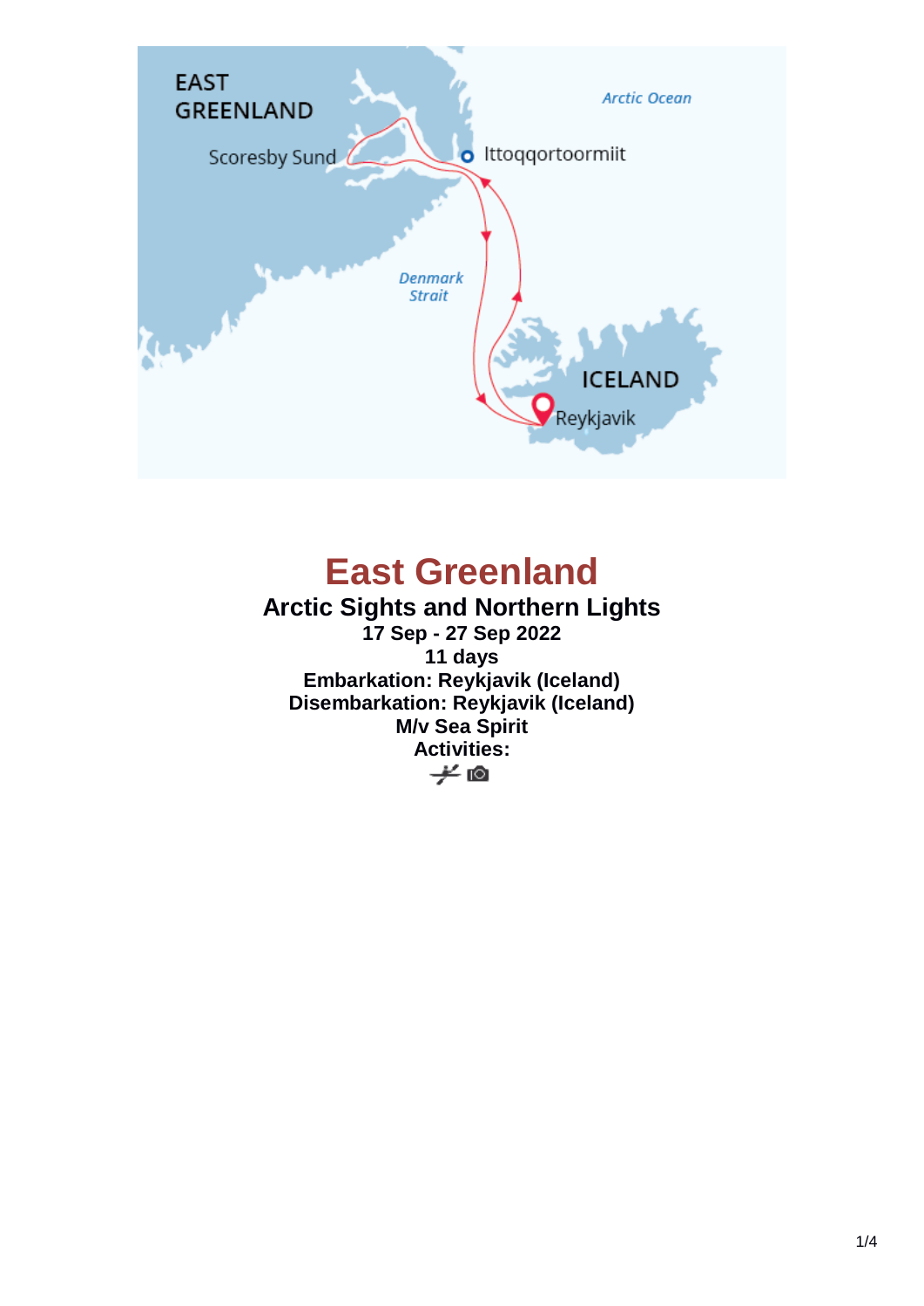# East Greenland

## Arctic Sights and Northern Lights

**17 Sep - 27 Sep 2022**
**11 days**
**Embarkation: Reykjavik (Iceland)**
**Disembarkation: Reykjavik (Iceland)**
**M/v Sea Spirit**
**Activities:**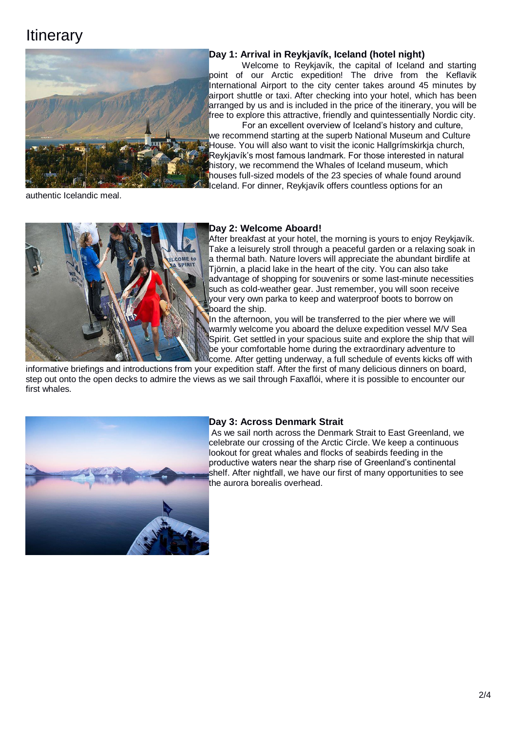# Itinerary

### Day 1: Arrival in Reykjavík, Iceland (hotel night)

Welcome to Reykjavík, the capital of Iceland and starting point of our Arctic expedition! The drive from the Keflavik International Airport to the city center takes around 45 minutes by airport shuttle or taxi. After checking into your hotel, which has been arranged by us and is included in the price of the itinerary, you will be free to explore this attractive, friendly and quintessentially Nordic city.

For an excellent overview of Iceland's history and culture, we recommend starting at the superb National Museum and Culture House. You will also want to visit the iconic Hallgrímskirkja church, Reykjavík's most famous landmark. For those interested in natural history, we recommend the Whales of Iceland museum, which houses full-sized models of the 23 species of whale found around Iceland. For dinner, Reykjavík offers countless options for an authentic Icelandic meal.

### Day 2: Welcome Aboard!

After breakfast at your hotel, the morning is yours to enjoy Reykjavík. Take a leisurely stroll through a peaceful garden or a relaxing soak in a thermal bath. Nature lovers will appreciate the abundant birdlife at Tjörnin, a placid lake in the heart of the city. You can also take advantage of shopping for souvenirs or some last-minute necessities such as cold-weather gear. Just remember, you will soon receive your very own parka to keep and waterproof boots to borrow on board the ship.

In the afternoon, you will be transferred to the pier where we will warmly welcome you aboard the deluxe expedition vessel M/V Sea Spirit. Get settled in your spacious suite and explore the ship that will be your comfortable home during the extraordinary adventure to come. After getting underway, a full schedule of events kicks off with informative briefings and introductions from your expedition staff. After the first of many delicious dinners on board, step out onto the open decks to admire the views as we sail through Faxaflói, where it is possible to encounter our first whales.

### Day 3: Across Denmark Strait

As we sail north across the Denmark Strait to East Greenland, we celebrate our crossing of the Arctic Circle. We keep a continuous lookout for great whales and flocks of seabirds feeding in the productive waters near the sharp rise of Greenland's continental shelf. After nightfall, we have our first of many opportunities to see the aurora borealis overhead.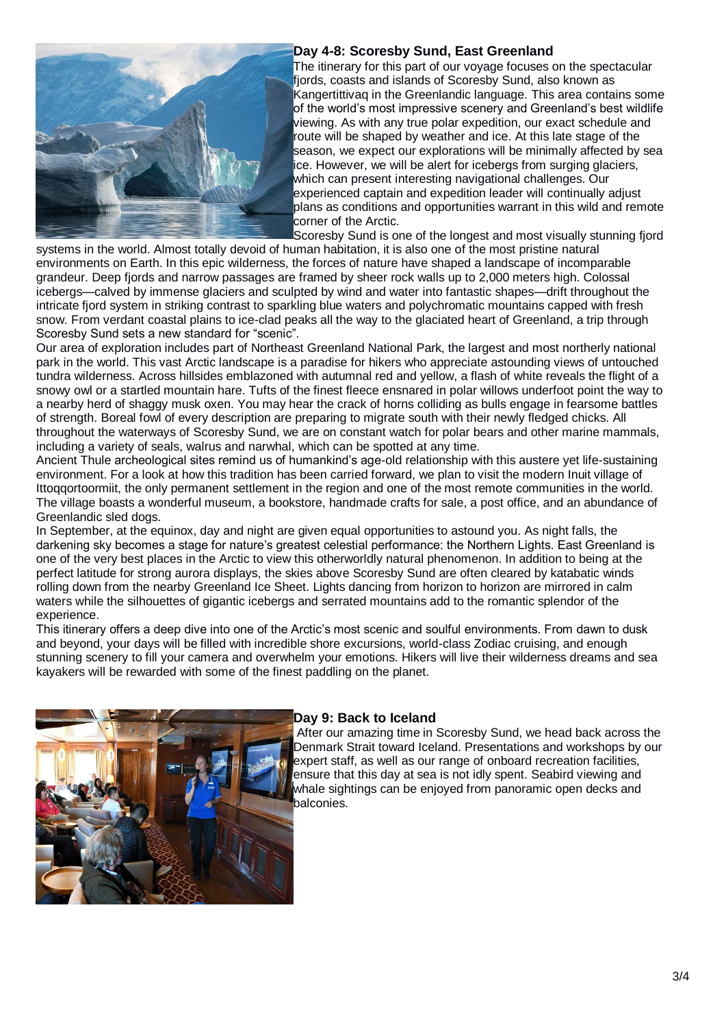## Day 4-8: Scoresby Sund, East Greenland

The itinerary for this part of our voyage focuses on the spectacular fjords, coasts and islands of Scoresby Sund, also known as Kangertittivaq in the Greenlandic language. This area contains some of the world's most impressive scenery and Greenland's best wildlife viewing. As with any true polar expedition, our exact schedule and route will be shaped by weather and ice. At this late stage of the season, we expect our explorations will be minimally affected by sea ice. However, we will be alert for icebergs from surging glaciers, which can present interesting navigational challenges. Our experienced captain and expedition leader will continually adjust plans as conditions and opportunities warrant in this wild and remote corner of the Arctic.

Scoresby Sund is one of the longest and most visually stunning fjord systems in the world. Almost totally devoid of human habitation, it is also one of the most pristine natural environments on Earth. In this epic wilderness, the forces of nature have shaped a landscape of incomparable grandeur. Deep fjords and narrow passages are framed by sheer rock walls up to 2,000 meters high. Colossal icebergs—calved by immense glaciers and sculpted by wind and water into fantastic shapes—drift throughout the intricate fjord system in striking contrast to sparkling blue waters and polychromatic mountains capped with fresh snow. From verdant coastal plains to ice-clad peaks all the way to the glaciated heart of Greenland, a trip through Scoresby Sund sets a new standard for "scenic".

Our area of exploration includes part of Northeast Greenland National Park, the largest and most northerly national park in the world. This vast Arctic landscape is a paradise for hikers who appreciate astounding views of untouched tundra wilderness. Across hillsides emblazoned with autumnal red and yellow, a flash of white reveals the flight of a snowy owl or a startled mountain hare. Tufts of the finest fleece ensnared in polar willows underfoot point the way to a nearby herd of shaggy musk oxen. You may hear the crack of horns colliding as bulls engage in fearsome battles of strength. Boreal fowl of every description are preparing to migrate south with their newly fledged chicks. All throughout the waterways of Scoresby Sund, we are on constant watch for polar bears and other marine mammals, including a variety of seals, walrus and narwhal, which can be spotted at any time.

Ancient Thule archeological sites remind us of humankind's age-old relationship with this austere yet life-sustaining environment. For a look at how this tradition has been carried forward, we plan to visit the modern Inuit village of Ittoqqortoormiit, the only permanent settlement in the region and one of the most remote communities in the world. The village boasts a wonderful museum, a bookstore, handmade crafts for sale, a post office, and an abundance of Greenlandic sled dogs.

In September, at the equinox, day and night are given equal opportunities to astound you. As night falls, the darkening sky becomes a stage for nature's greatest celestial performance: the Northern Lights. East Greenland is one of the very best places in the Arctic to view this otherworldly natural phenomenon. In addition to being at the perfect latitude for strong aurora displays, the skies above Scoresby Sund are often cleared by katabatic winds rolling down from the nearby Greenland Ice Sheet. Lights dancing from horizon to horizon are mirrored in calm waters while the silhouettes of gigantic icebergs and serrated mountains add to the romantic splendor of the experience.

This itinerary offers a deep dive into one of the Arctic's most scenic and soulful environments. From dawn to dusk and beyond, your days will be filled with incredible shore excursions, world-class Zodiac cruising, and enough stunning scenery to fill your camera and overwhelm your emotions. Hikers will live their wilderness dreams and sea kayakers will be rewarded with some of the finest paddling on the planet.

## Day 9: Back to Iceland

After our amazing time in Scoresby Sund, we head back across the Denmark Strait toward Iceland. Presentations and workshops by our expert staff, as well as our range of onboard recreation facilities, ensure that this day at sea is not idly spent. Seabird viewing and whale sightings can be enjoyed from panoramic open decks and balconies.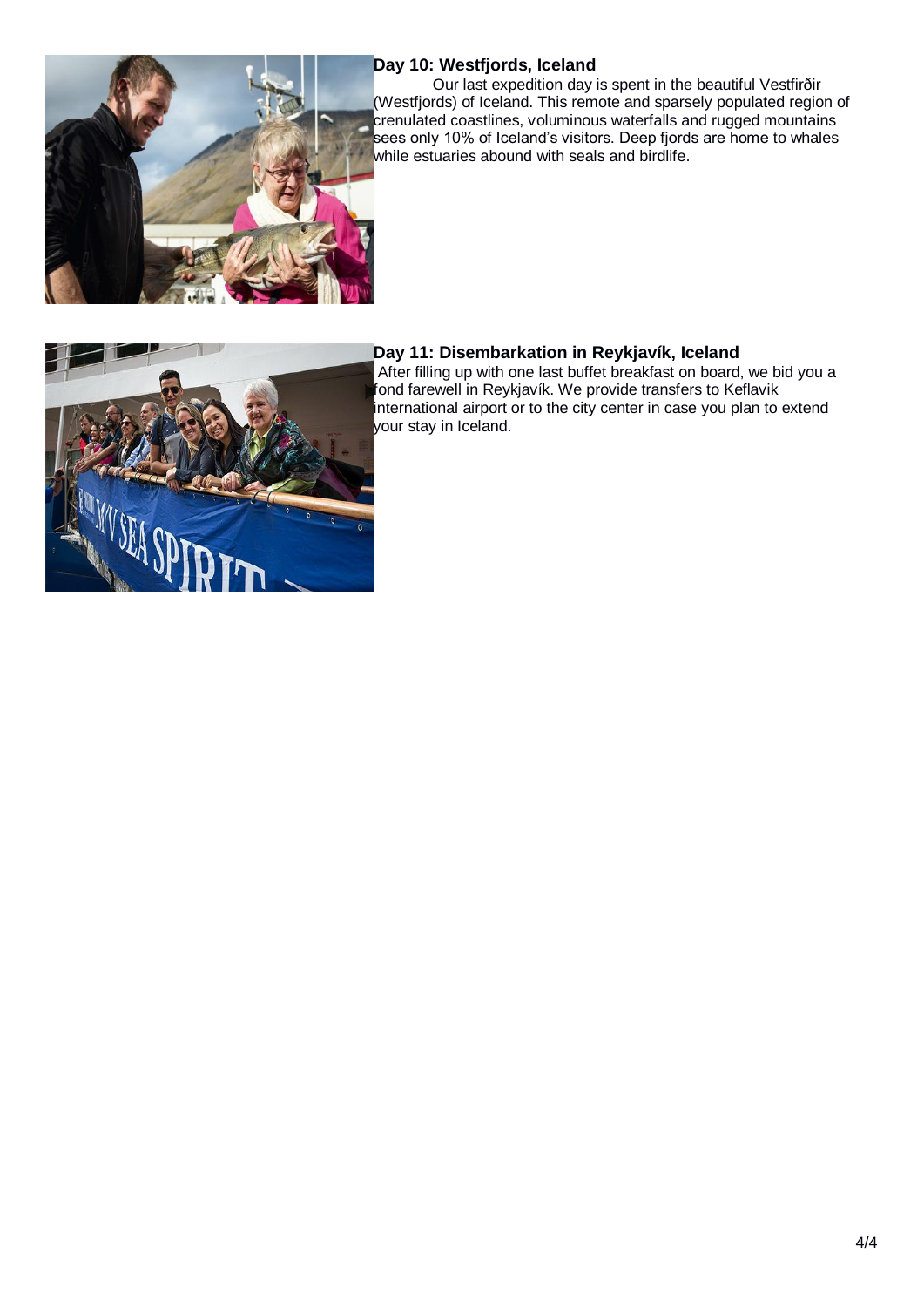## Day 10: Westfjords, Iceland

Our last expedition day is spent in the beautiful Vestfirðir (Westfjords) of Iceland. This remote and sparsely populated region of crenulated coastlines, voluminous waterfalls and rugged mountains sees only 10% of Iceland's visitors. Deep fjords are home to whales while estuaries abound with seals and birdlife.

## Day 11: Disembarkation in Reykjavík, Iceland

After filling up with one last buffet breakfast on board, we bid you a fond farewell in Reykjavík. We provide transfers to Keflavik international airport or to the city center in case you plan to extend your stay in Iceland.